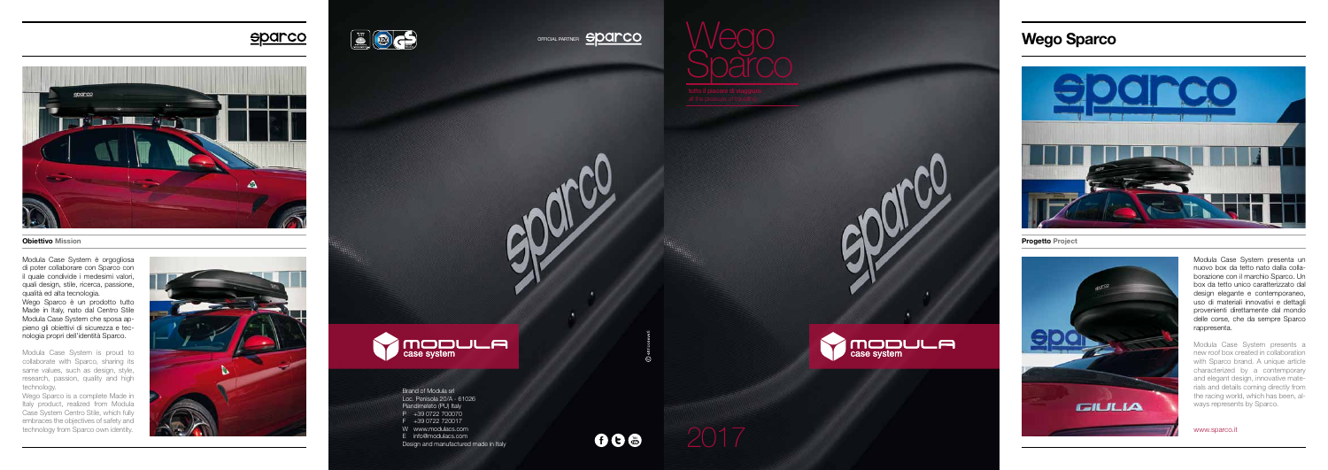sparco

**Obiettivo** Mission

Modula Case System è orgogliosa di poter collaborare con Sparco con il quale condivide i medesimi valori, quali design, stile, ricerca, passione, qualità ed alta tecnologia.
Wego Sparco è un prodotto tutto Made in Italy, nato dal Centro Stile Modula Case System che sposa appieno gli obiettivi di sicurezza e tecnologia propri dell'identità Sparco.

Modula Case System is proud to collaborate with Sparco, sharing its same values, such as design, style, research, passion, quality and high technology.
Wego Sparco is a complete Made in Italy product, realized from Modula Case System Centro Stile, which fully embraces the objectives of safety and technology from Sparco own identity.

OFFICIAL PARTNER sparco

MODULA case system

Brand of Modula srl
Loc. Penisola 20/A - 61026
Piandimeleto (PU) Italy
P +39 0722 700070
F +39 0722 720017
W www.modulacs.com
E info@modulacs.com
Design and manufactured made in Italy

# Wego Sparco

tutto il piacere di viaggiare
all the pleasure of travelling

MODULA case system

2017

## Wego Sparco

**Progetto** Project

Modula Case System presenta un nuovo box da tetto nato dalla collaborazione con il marchio Sparco. Un box da tetto unico caratterizzato dal design elegante e contemporaneo, uso di materiali innovativi e dettagli provenienti direttamente dal mondo delle corse, che da sempre Sparco rappresenta.

Modula Case System presents a new roof box created in collaboration with Sparco brand. A unique article characterized by a contemporary and elegant design, innovative materials and details coming directly from the racing world, which has been, always represents by Sparco.

www.sparco.it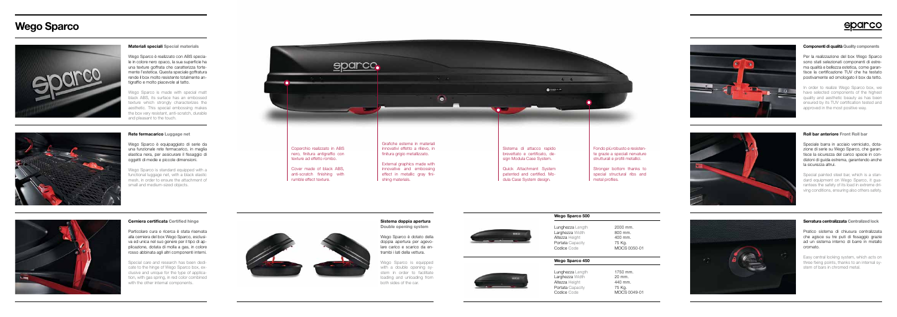# Wego Sparco

sparco

### Materiali speciali Special materials

Wego Sparco è realizzato con ABS speciale in colore nero opaco, la sua superficie ha una texture goffrata che caratterizza fortemente l'estetica. Questa speciale goffratura rende il box molto resistente totalmente antigraffio e molto piacevole al tatto.

Wego Sparco is made with special matt black ABS, its surface has an embossed texture which strongly characterizes the aesthetic. This special embossing makes the box very resistant, anti-scratch, durable and pleasant to the touch.

### Rete fermacarico Luggage net

Wego Sparco è equipaggiato di serie da una funzionale rete fermacarico, in maglia elastica nera, per assicurare il fissaggio di oggetti di medie e piccole dimensioni.

Wego Sparco is standard equipped with a functional luggage net, with a black elastic mesh, in order to ensure the attachment of small and medium-sized objects.

Coperchio realizzato in ABS nero, finitura antigraffio con texture ad effetto rombo.

Cover made of black ABS, anti-scratch finishing with rumble effect texture.

Grafiche esterne in materiali innovativi effetto a rilievo, in finitura grigio metallizzato.

External graphics made with innovative and embossing effect in metallic gray finishing materials.

Sistema di attacco rapido brevettato e certificato, design Modula Case System.

Quick Attachment System patented and certified. Modula Case System design.

Fondo più robusto e resistente grazie a speciali nervature strutturali e profili metallici.

Stronger bottom thanks to special structural ribs and metal profiles.

### Componenti di qualità Quality components

Per la realizzazione del box Wego Sparco sono stati selezionati componenti di estrema qualità e bellezza estetica, come garantisce la certificazione TUV che ha testato positivamente ed omologato il box da tetto.

In order to realize Wego Sparco box, we have selected components of the highest quality and aesthetic beauty as has been ensured by its TUV certification tested and approved in the most positive way.

### Roll bar anteriore Front Roll bar

Speciale barra in acciaio verniciato, dotazione di serie su Wego Sparco, che garantisce la sicurezza del carico specie in condizioni di guida estrema, garantendo anche la sicurezza altrui.

Special painted steel bar, which is a standard equipment on Wego Sparco, it guarantees the safety of its load in extreme driving conditions, ensuring also others safety.

### Cerniera certificata Certified hinge

Particolare cura e ricerca è stata riservata alla cerniera del box Wego Sparco, esclusiva ed unica nel suo genere per il tipo di applicazione, dotata di molla a gas, in colore rosso abbinata agli altri componenti interni.

Special care and research has been dedicate to the hinge of Wego Sparco box, exclusive and unique for the type of application, with gas spring, in red color combined with the other internal components.

### Sistema doppia apertura Double opening system

Wego Sparco è dotato della doppia apertura per agevolare carico e scarico da entrambi i lati della vettura.

Wego Sparco is equipped with a double opening system in order to facilitate loading and unloading from both sides of the car.

### Wego Sparco 500

| | |
|---|---|
| Lunghezza Length | 2000 mm. |
| Larghezza Width | 800 mm. |
| Altezza Height | 400 mm. |
| Portata Capacity | 75 Kg. |
| Codice Code | MOCS 0050-01 |

### Wego Sparco 450

| | |
|---|---|
| Lunghezza Length | 1750 mm. |
| Larghezza Width | 20 mm. |
| Altezza Height | 440 mm. |
| Portata Capacity | 75 Kg. |
| Codice Code | MOCS 0049-01 |

### Serratura centralizzata Centralized lock

Pratico sistema di chiusura centralizzata che agisce su tre punti di fissaggio grazie ad un sistema interno di barre in metallo cromato.

Easy central locking system, which acts on three fixing points, thanks to an internal system of bars in chromed metal.